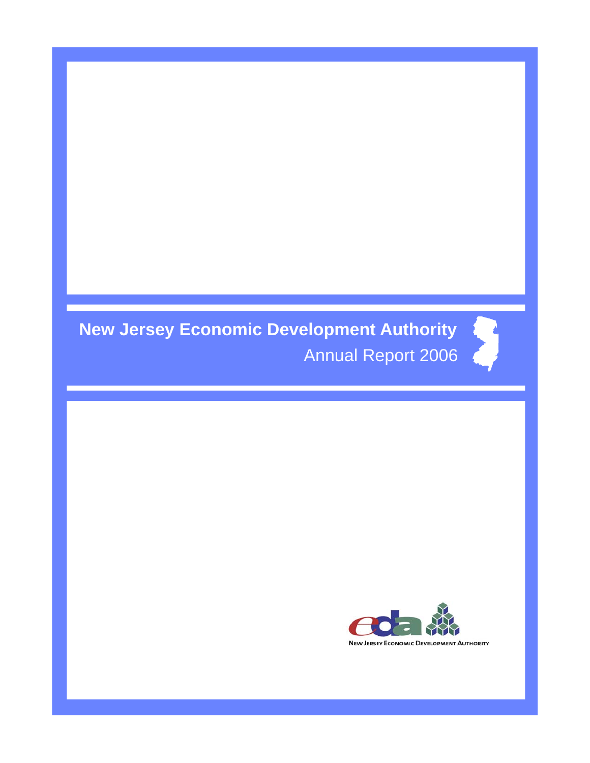# New Jersey Economic Development Authority

## Annual Report 2006

New Jersey Economic Development Authority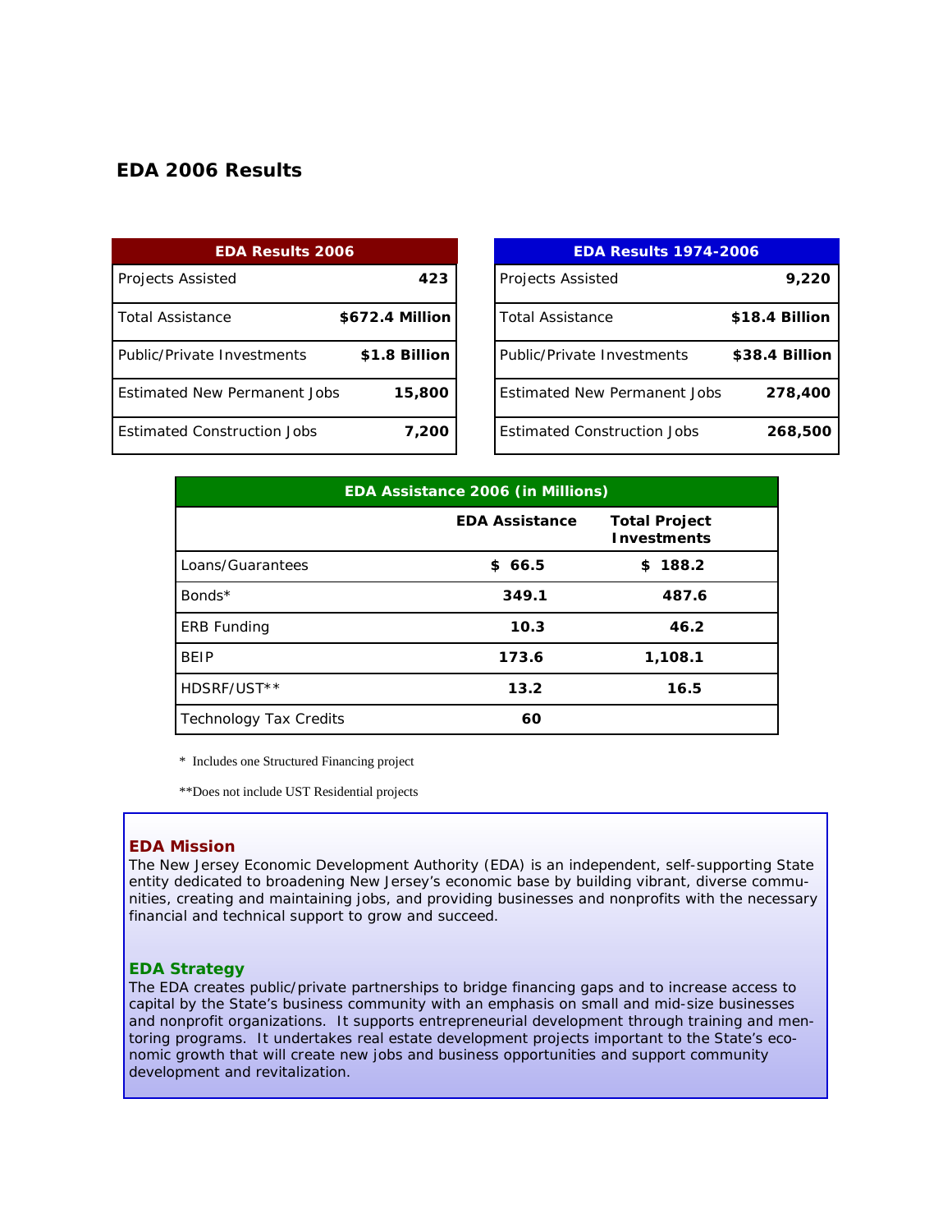## EDA 2006 Results

| EDA Results 2006 | |
|---|---|
| Projects Assisted | **423** |
| Total Assistance | **$672.4 Million** |
| Public/Private Investments | **$1.8 Billion** |
| Estimated New Permanent Jobs | **15,800** |
| Estimated Construction Jobs | **7,200** |

| EDA Results 1974-2006 | |
|---|---|
| Projects Assisted | **9,220** |
| Total Assistance | **$18.4 Billion** |
| Public/Private Investments | **$38.4 Billion** |
| Estimated New Permanent Jobs | **278,400** |
| Estimated Construction Jobs | **268,500** |

**EDA Assistance 2006 (in Millions)**

| | EDA Assistance | Total Project Investments |
|---|---|---|
| Loans/Guarantees | **$ 66.5** | **$ 188.2** |
| Bonds* | **349.1** | **487.6** |
| ERB Funding | **10.3** | **46.2** |
| BEIP | **173.6** | **1,108.1** |
| HDSRF/UST** | **13.2** | **16.5** |
| Technology Tax Credits | **60** | |

\* Includes one Structured Financing project

**Does not include UST Residential projects

### EDA Mission

The New Jersey Economic Development Authority (EDA) is an independent, self-supporting State entity dedicated to broadening New Jersey's economic base by building vibrant, diverse communities, creating and maintaining jobs, and providing businesses and nonprofits with the necessary financial and technical support to grow and succeed.

### EDA Strategy

The EDA creates public/private partnerships to bridge financing gaps and to increase access to capital by the State's business community with an emphasis on small and mid-size businesses and nonprofit organizations. It supports entrepreneurial development through training and mentoring programs. It undertakes real estate development projects important to the State's economic growth that will create new jobs and business opportunities and support community development and revitalization.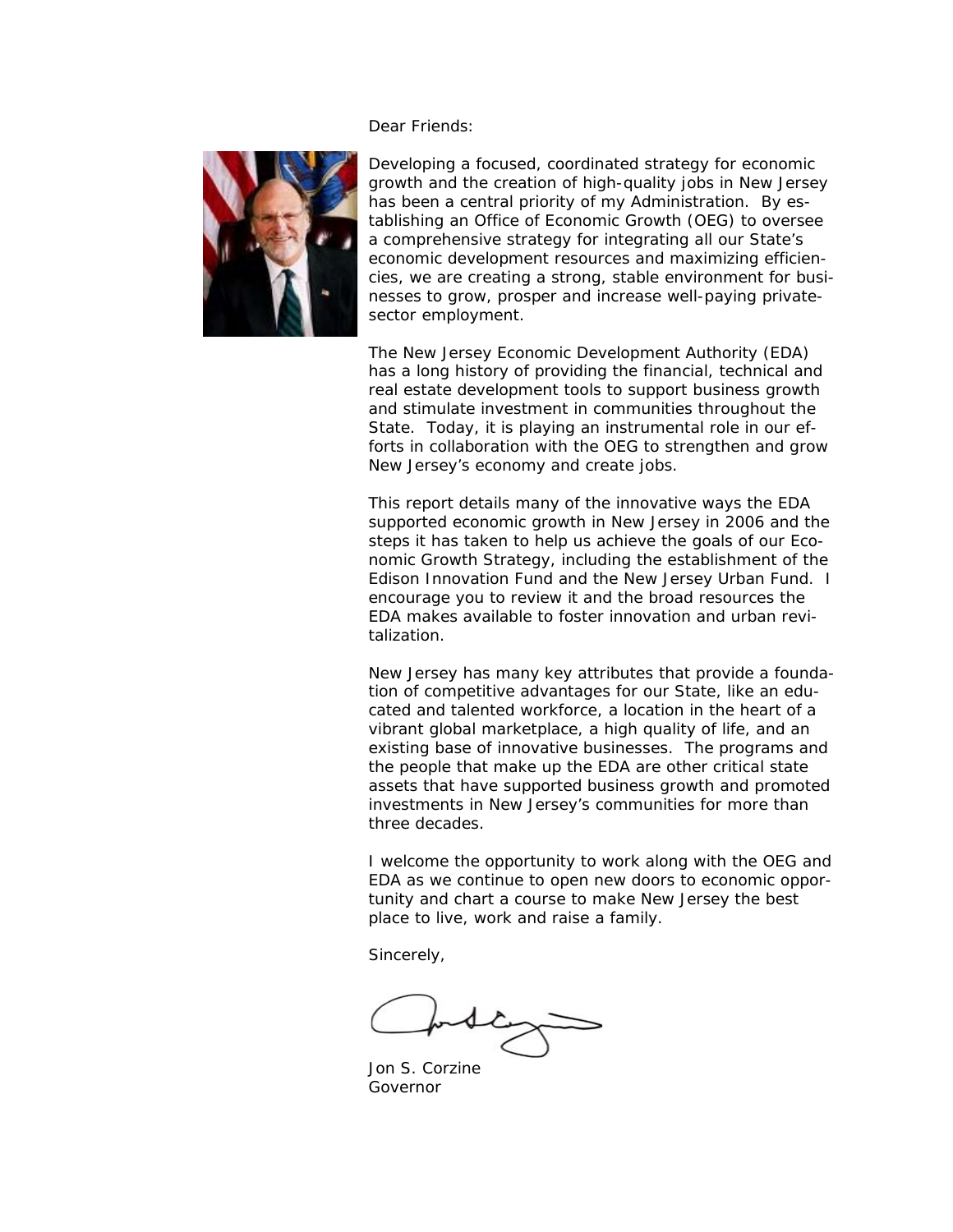Dear Friends:

Developing a focused, coordinated strategy for economic growth and the creation of high-quality jobs in New Jersey has been a central priority of my Administration. By establishing an Office of Economic Growth (OEG) to oversee a comprehensive strategy for integrating all our State's economic development resources and maximizing efficiencies, we are creating a strong, stable environment for businesses to grow, prosper and increase well-paying private-sector employment.

The New Jersey Economic Development Authority (EDA) has a long history of providing the financial, technical and real estate development tools to support business growth and stimulate investment in communities throughout the State. Today, it is playing an instrumental role in our efforts in collaboration with the OEG to strengthen and grow New Jersey's economy and create jobs.

This report details many of the innovative ways the EDA supported economic growth in New Jersey in 2006 and the steps it has taken to help us achieve the goals of our Economic Growth Strategy, including the establishment of the Edison Innovation Fund and the New Jersey Urban Fund. I encourage you to review it and the broad resources the EDA makes available to foster innovation and urban revitalization.

New Jersey has many key attributes that provide a foundation of competitive advantages for our State, like an educated and talented workforce, a location in the heart of a vibrant global marketplace, a high quality of life, and an existing base of innovative businesses. The programs and the people that make up the EDA are other critical state assets that have supported business growth and promoted investments in New Jersey's communities for more than three decades.

I welcome the opportunity to work along with the OEG and EDA as we continue to open new doors to economic opportunity and chart a course to make New Jersey the best place to live, work and raise a family.

Sincerely,

Jon S. Corzine
Governor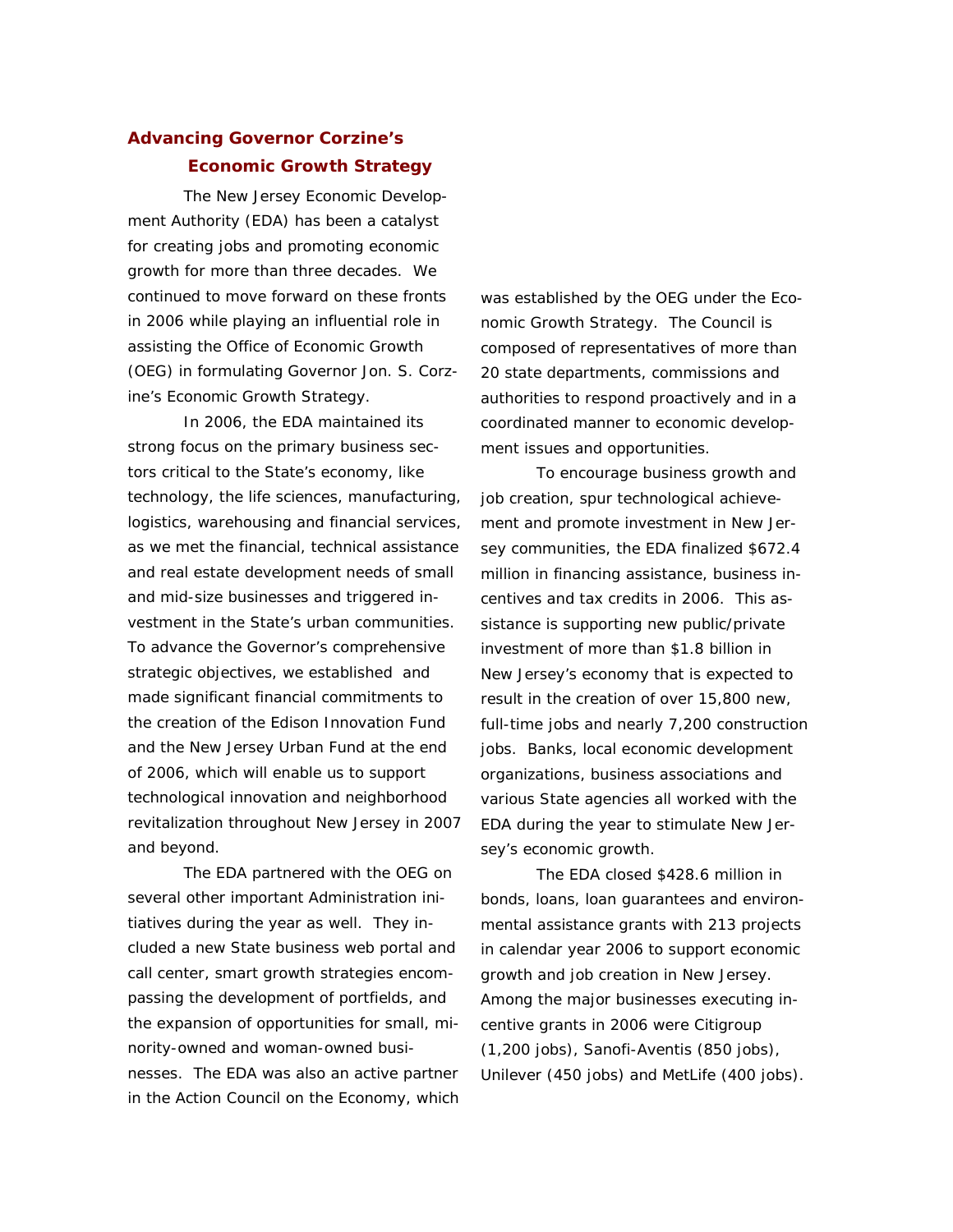## Advancing Governor Corzine's Economic Growth Strategy

The New Jersey Economic Development Authority (EDA) has been a catalyst for creating jobs and promoting economic growth for more than three decades. We continued to move forward on these fronts in 2006 while playing an influential role in assisting the Office of Economic Growth (OEG) in formulating Governor Jon. S. Corzine's Economic Growth Strategy.

In 2006, the EDA maintained its strong focus on the primary business sectors critical to the State's economy, like technology, the life sciences, manufacturing, logistics, warehousing and financial services, as we met the financial, technical assistance and real estate development needs of small and mid-size businesses and triggered investment in the State's urban communities. To advance the Governor's comprehensive strategic objectives, we established and made significant financial commitments to the creation of the Edison Innovation Fund and the New Jersey Urban Fund at the end of 2006, which will enable us to support technological innovation and neighborhood revitalization throughout New Jersey in 2007 and beyond.

The EDA partnered with the OEG on several other important Administration initiatives during the year as well. They included a new State business web portal and call center, smart growth strategies encompassing the development of portfields, and the expansion of opportunities for small, minority-owned and woman-owned businesses. The EDA was also an active partner in the Action Council on the Economy, which was established by the OEG under the Economic Growth Strategy. The Council is composed of representatives of more than 20 state departments, commissions and authorities to respond proactively and in a coordinated manner to economic development issues and opportunities.

To encourage business growth and job creation, spur technological achievement and promote investment in New Jersey communities, the EDA finalized $672.4 million in financing assistance, business incentives and tax credits in 2006. This assistance is supporting new public/private investment of more than $1.8 billion in New Jersey's economy that is expected to result in the creation of over 15,800 new, full-time jobs and nearly 7,200 construction jobs. Banks, local economic development organizations, business associations and various State agencies all worked with the EDA during the year to stimulate New Jersey's economic growth.

The EDA closed $428.6 million in bonds, loans, loan guarantees and environmental assistance grants with 213 projects in calendar year 2006 to support economic growth and job creation in New Jersey. Among the major businesses executing incentive grants in 2006 were Citigroup (1,200 jobs), Sanofi-Aventis (850 jobs), Unilever (450 jobs) and MetLife (400 jobs).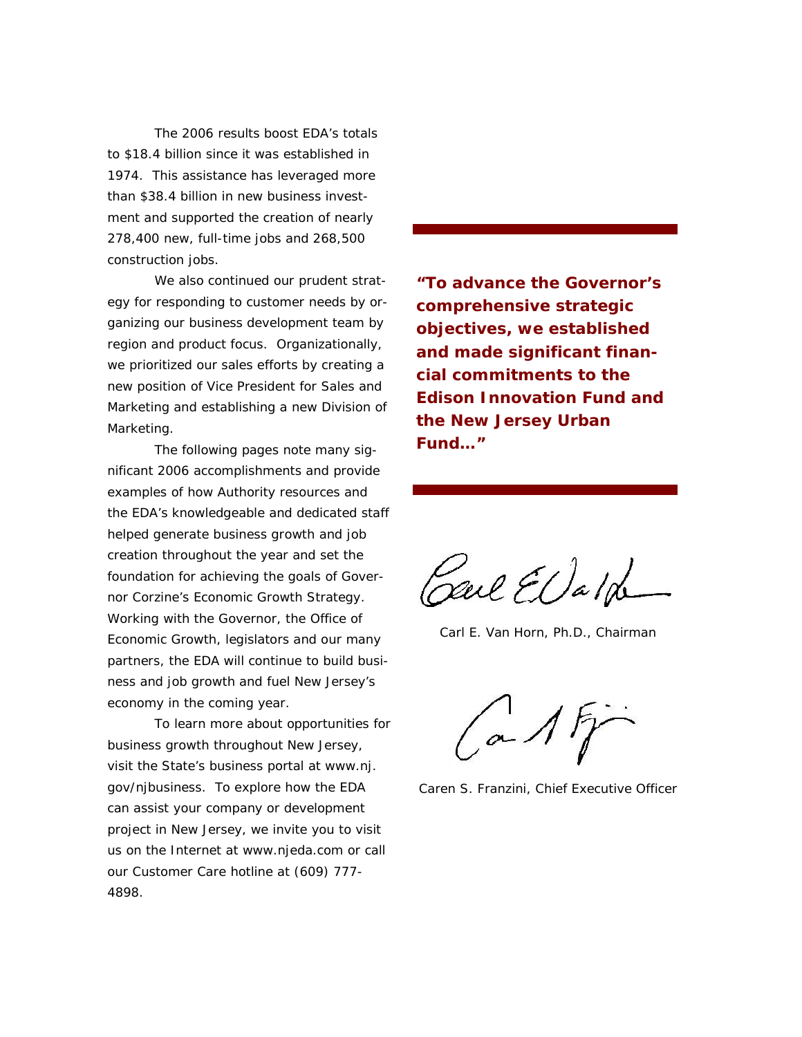The 2006 results boost EDA's totals to $18.4 billion since it was established in 1974. This assistance has leveraged more than $38.4 billion in new business investment and supported the creation of nearly 278,400 new, full-time jobs and 268,500 construction jobs.

We also continued our prudent strategy for responding to customer needs by organizing our business development team by region and product focus. Organizationally, we prioritized our sales efforts by creating a new position of Vice President for Sales and Marketing and establishing a new Division of Marketing.

The following pages note many significant 2006 accomplishments and provide examples of how Authority resources and the EDA's knowledgeable and dedicated staff helped generate business growth and job creation throughout the year and set the foundation for achieving the goals of Governor Corzine's Economic Growth Strategy. Working with the Governor, the Office of Economic Growth, legislators and our many partners, the EDA will continue to build business and job growth and fuel New Jersey's economy in the coming year.

To learn more about opportunities for business growth throughout New Jersey, visit the State's business portal at www.nj.gov/njbusiness. To explore how the EDA can assist your company or development project in New Jersey, we invite you to visit us on the Internet at www.njeda.com or call our Customer Care hotline at (609) 777-4898.

**"To advance the Governor's comprehensive strategic objectives, we established and made significant financial commitments to the Edison Innovation Fund and the New Jersey Urban Fund…"**

Carl E. Van Horn, Ph.D., Chairman

Caren S. Franzini, Chief Executive Officer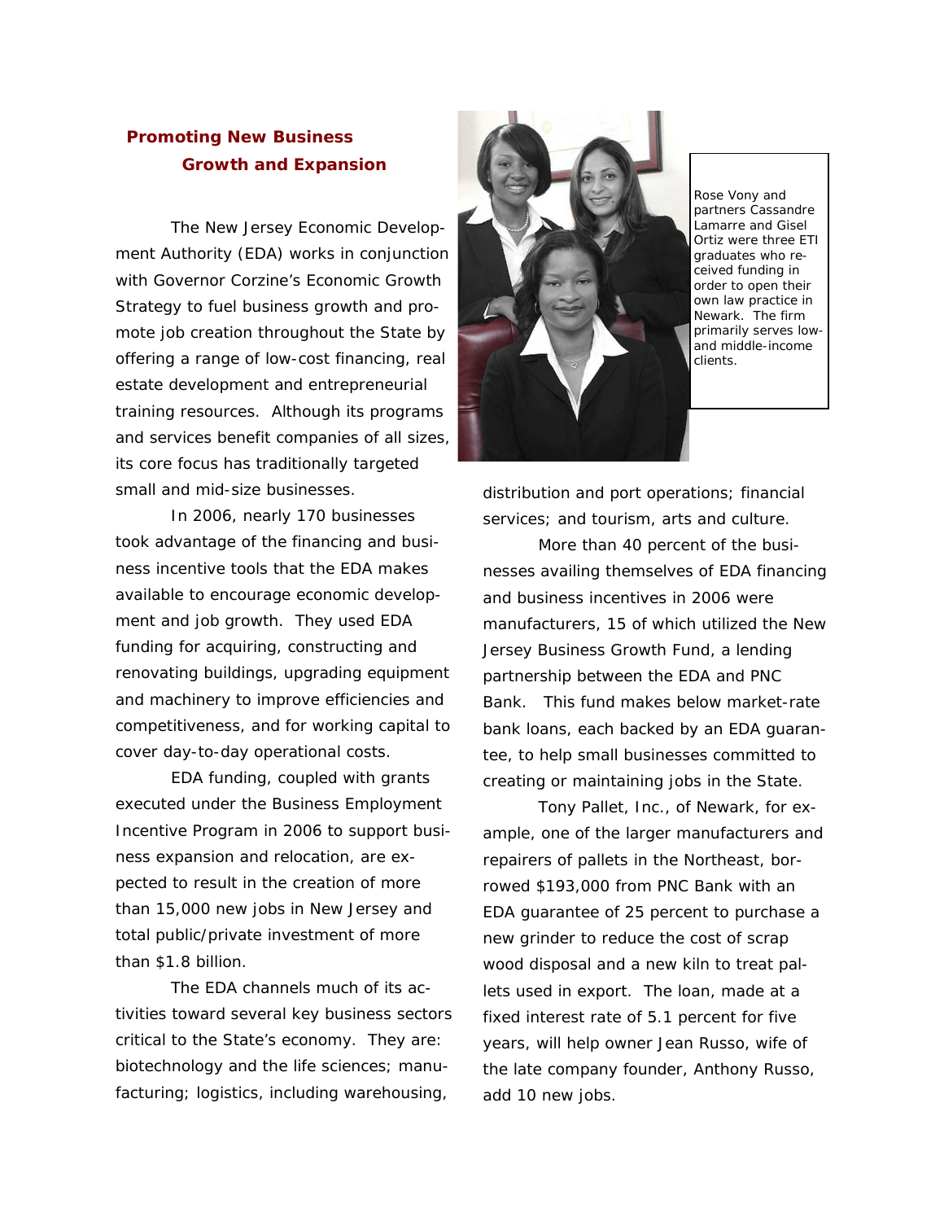## Promoting New Business Growth and Expansion

The New Jersey Economic Development Authority (EDA) works in conjunction with Governor Corzine's Economic Growth Strategy to fuel business growth and promote job creation throughout the State by offering a range of low-cost financing, real estate development and entrepreneurial training resources. Although its programs and services benefit companies of all sizes, its core focus has traditionally targeted small and mid-size businesses.

In 2006, nearly 170 businesses took advantage of the financing and business incentive tools that the EDA makes available to encourage economic development and job growth. They used EDA funding for acquiring, constructing and renovating buildings, upgrading equipment and machinery to improve efficiencies and competitiveness, and for working capital to cover day-to-day operational costs.

EDA funding, coupled with grants executed under the Business Employment Incentive Program in 2006 to support business expansion and relocation, are expected to result in the creation of more than 15,000 new jobs in New Jersey and total public/private investment of more than $1.8 billion.

The EDA channels much of its activities toward several key business sectors critical to the State's economy. They are: biotechnology and the life sciences; manufacturing; logistics, including warehousing, distribution and port operations; financial services; and tourism, arts and culture.

Rose Vony and partners Cassandre Lamarre and Gisel Ortiz were three ETI graduates who received funding in order to open their own law practice in Newark. The firm primarily serves low- and middle-income clients.

More than 40 percent of the businesses availing themselves of EDA financing and business incentives in 2006 were manufacturers, 15 of which utilized the New Jersey Business Growth Fund, a lending partnership between the EDA and PNC Bank. This fund makes below market-rate bank loans, each backed by an EDA guarantee, to help small businesses committed to creating or maintaining jobs in the State.

Tony Pallet, Inc., of Newark, for example, one of the larger manufacturers and repairers of pallets in the Northeast, borrowed $193,000 from PNC Bank with an EDA guarantee of 25 percent to purchase a new grinder to reduce the cost of scrap wood disposal and a new kiln to treat pallets used in export. The loan, made at a fixed interest rate of 5.1 percent for five years, will help owner Jean Russo, wife of the late company founder, Anthony Russo, add 10 new jobs.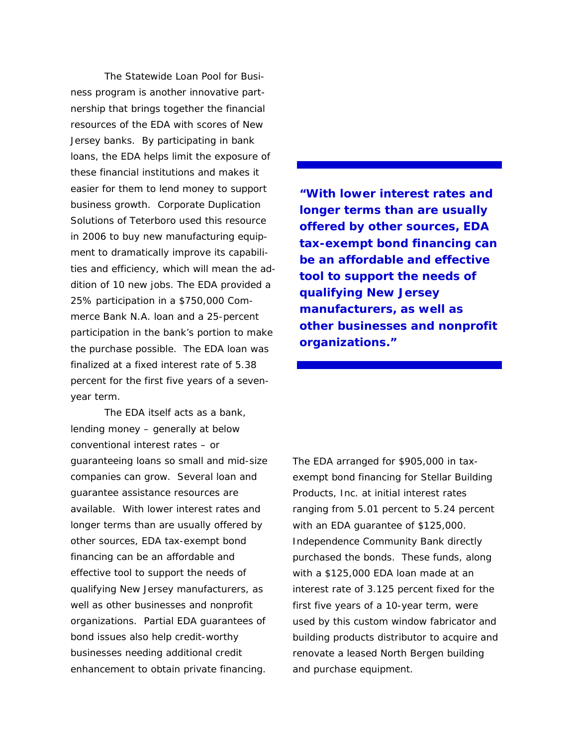The Statewide Loan Pool for Business program is another innovative partnership that brings together the financial resources of the EDA with scores of New Jersey banks. By participating in bank loans, the EDA helps limit the exposure of these financial institutions and makes it easier for them to lend money to support business growth. Corporate Duplication Solutions of Teterboro used this resource in 2006 to buy new manufacturing equipment to dramatically improve its capabilities and efficiency, which will mean the addition of 10 new jobs. The EDA provided a 25% participation in a $750,000 Commerce Bank N.A. loan and a 25-percent participation in the bank's portion to make the purchase possible. The EDA loan was finalized at a fixed interest rate of 5.38 percent for the first five years of a seven-year term.

The EDA itself acts as a bank, lending money – generally at below conventional interest rates – or guaranteeing loans so small and mid-size companies can grow. Several loan and guarantee assistance resources are available. With lower interest rates and longer terms than are usually offered by other sources, EDA tax-exempt bond financing can be an affordable and effective tool to support the needs of qualifying New Jersey manufacturers, as well as other businesses and nonprofit organizations. Partial EDA guarantees of bond issues also help credit-worthy businesses needing additional credit enhancement to obtain private financing.

**"With lower interest rates and longer terms than are usually offered by other sources, EDA tax-exempt bond financing can be an affordable and effective tool to support the needs of qualifying New Jersey manufacturers, as well as other businesses and nonprofit organizations."**

The EDA arranged for $905,000 in tax-exempt bond financing for Stellar Building Products, Inc. at initial interest rates ranging from 5.01 percent to 5.24 percent with an EDA guarantee of $125,000. Independence Community Bank directly purchased the bonds. These funds, along with a $125,000 EDA loan made at an interest rate of 3.125 percent fixed for the first five years of a 10-year term, were used by this custom window fabricator and building products distributor to acquire and renovate a leased North Bergen building and purchase equipment.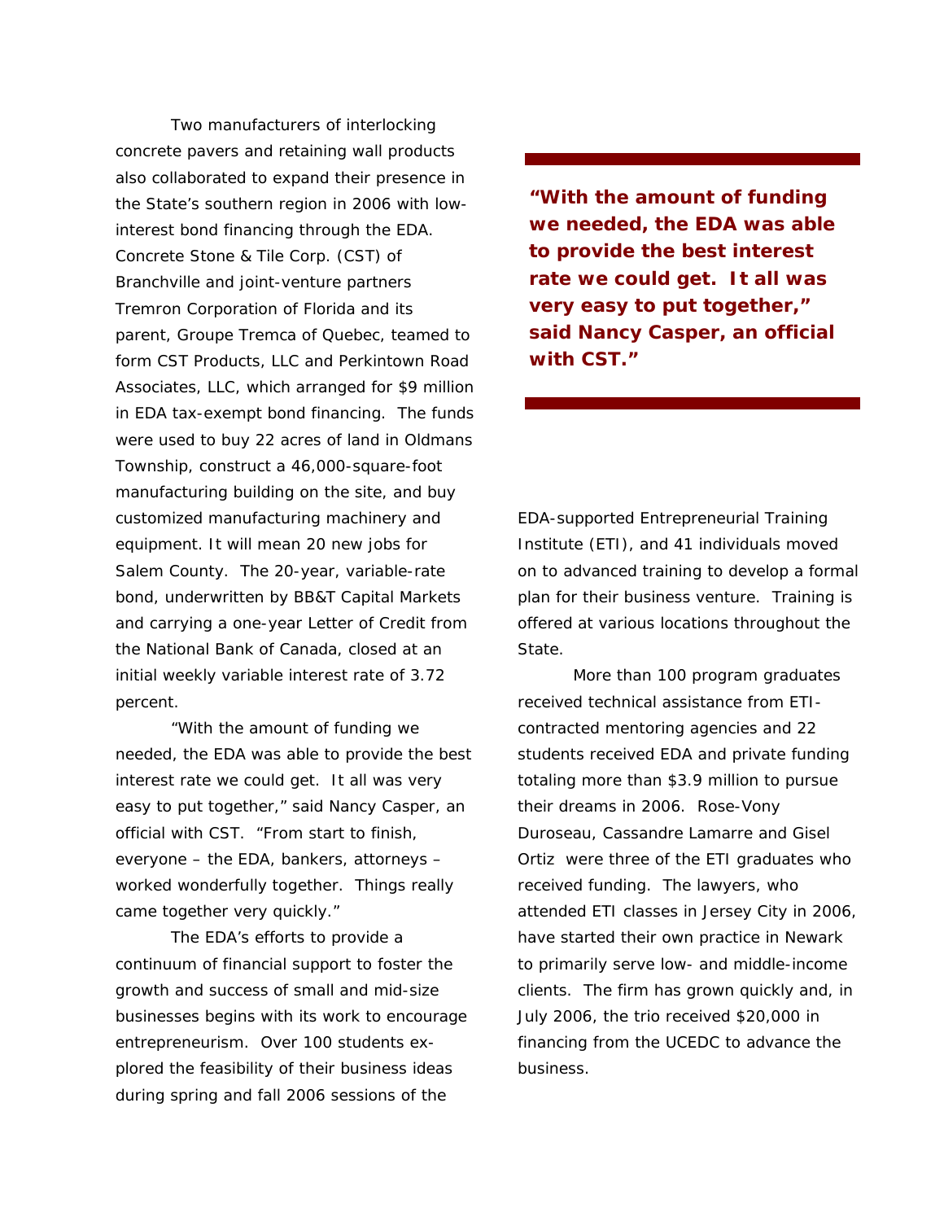Two manufacturers of interlocking concrete pavers and retaining wall products also collaborated to expand their presence in the State's southern region in 2006 with low-interest bond financing through the EDA. Concrete Stone & Tile Corp. (CST) of Branchville and joint-venture partners Tremron Corporation of Florida and its parent, Groupe Tremca of Quebec, teamed to form CST Products, LLC and Perkintown Road Associates, LLC, which arranged for $9 million in EDA tax-exempt bond financing. The funds were used to buy 22 acres of land in Oldmans Township, construct a 46,000-square-foot manufacturing building on the site, and buy customized manufacturing machinery and equipment. It will mean 20 new jobs for Salem County. The 20-year, variable-rate bond, underwritten by BB&T Capital Markets and carrying a one-year Letter of Credit from the National Bank of Canada, closed at an initial weekly variable interest rate of 3.72 percent.

"With the amount of funding we needed, the EDA was able to provide the best interest rate we could get. It all was very easy to put together," said Nancy Casper, an official with CST. "From start to finish, everyone – the EDA, bankers, attorneys – worked wonderfully together. Things really came together very quickly."

**"With the amount of funding we needed, the EDA was able to provide the best interest rate we could get. It all was very easy to put together," said Nancy Casper, an official with CST."**

The EDA's efforts to provide a continuum of financial support to foster the growth and success of small and mid-size businesses begins with its work to encourage entrepreneurism. Over 100 students explored the feasibility of their business ideas during spring and fall 2006 sessions of the EDA-supported Entrepreneurial Training Institute (ETI), and 41 individuals moved on to advanced training to develop a formal plan for their business venture. Training is offered at various locations throughout the State.

More than 100 program graduates received technical assistance from ETI-contracted mentoring agencies and 22 students received EDA and private funding totaling more than $3.9 million to pursue their dreams in 2006. Rose-Vony Duroseau, Cassandre Lamarre and Gisel Ortiz were three of the ETI graduates who received funding. The lawyers, who attended ETI classes in Jersey City in 2006, have started their own practice in Newark to primarily serve low- and middle-income clients. The firm has grown quickly and, in July 2006, the trio received $20,000 in financing from the UCEDC to advance the business.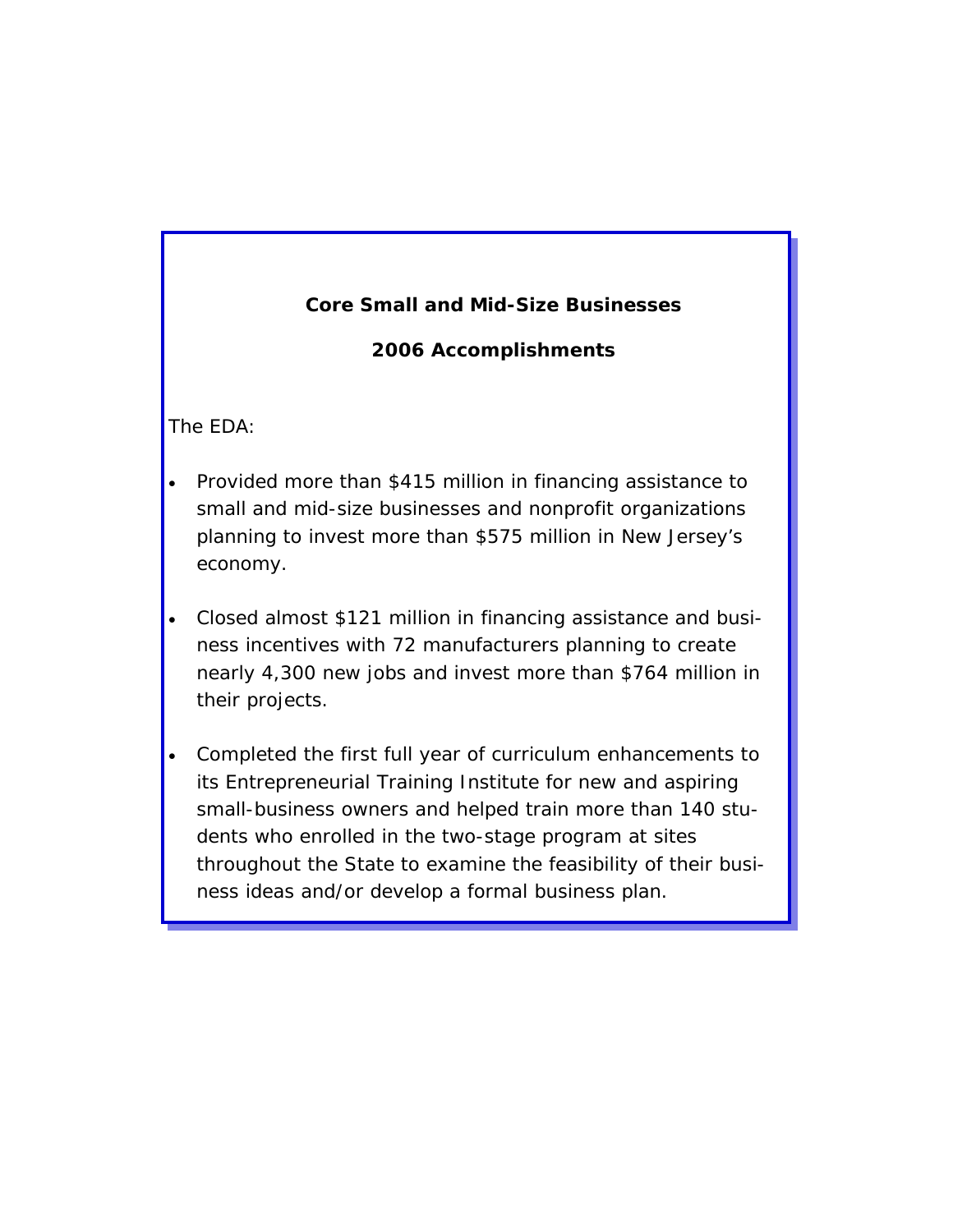### Core Small and Mid-Size Businesses

### 2006 Accomplishments

The EDA:

- Provided more than $415 million in financing assistance to small and mid-size businesses and nonprofit organizations planning to invest more than $575 million in New Jersey's economy.

- Closed almost $121 million in financing assistance and business incentives with 72 manufacturers planning to create nearly 4,300 new jobs and invest more than $764 million in their projects.

- Completed the first full year of curriculum enhancements to its Entrepreneurial Training Institute for new and aspiring small-business owners and helped train more than 140 students who enrolled in the two-stage program at sites throughout the State to examine the feasibility of their business ideas and/or develop a formal business plan.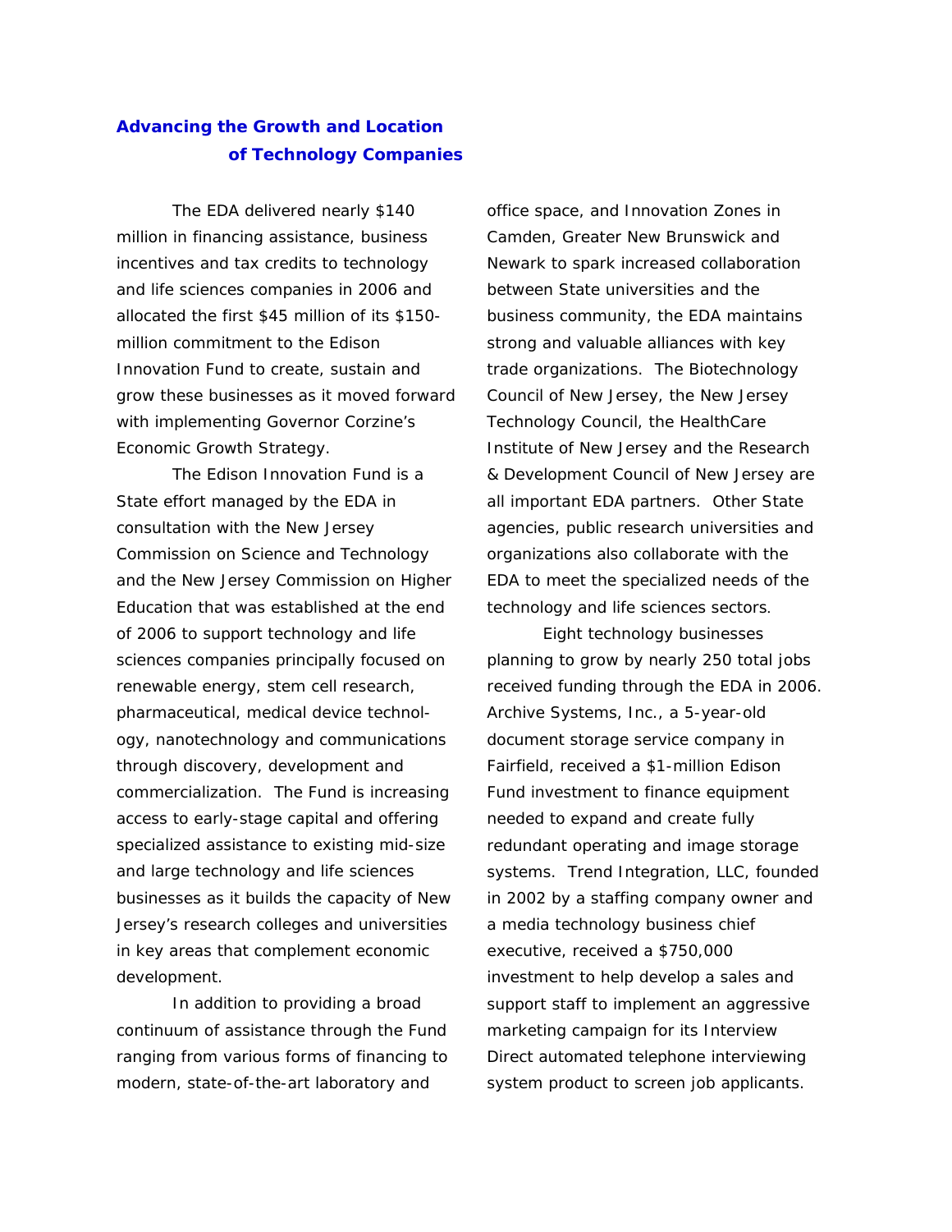## Advancing the Growth and Location of Technology Companies

The EDA delivered nearly $140 million in financing assistance, business incentives and tax credits to technology and life sciences companies in 2006 and allocated the first $45 million of its $150-million commitment to the Edison Innovation Fund to create, sustain and grow these businesses as it moved forward with implementing Governor Corzine's Economic Growth Strategy.

The Edison Innovation Fund is a State effort managed by the EDA in consultation with the New Jersey Commission on Science and Technology and the New Jersey Commission on Higher Education that was established at the end of 2006 to support technology and life sciences companies principally focused on renewable energy, stem cell research, pharmaceutical, medical device technology, nanotechnology and communications through discovery, development and commercialization. The Fund is increasing access to early-stage capital and offering specialized assistance to existing mid-size and large technology and life sciences businesses as it builds the capacity of New Jersey's research colleges and universities in key areas that complement economic development.

In addition to providing a broad continuum of assistance through the Fund ranging from various forms of financing to modern, state-of-the-art laboratory and office space, and Innovation Zones in Camden, Greater New Brunswick and Newark to spark increased collaboration between State universities and the business community, the EDA maintains strong and valuable alliances with key trade organizations. The Biotechnology Council of New Jersey, the New Jersey Technology Council, the HealthCare Institute of New Jersey and the Research & Development Council of New Jersey are all important EDA partners. Other State agencies, public research universities and organizations also collaborate with the EDA to meet the specialized needs of the technology and life sciences sectors.

Eight technology businesses planning to grow by nearly 250 total jobs received funding through the EDA in 2006. Archive Systems, Inc., a 5-year-old document storage service company in Fairfield, received a $1-million Edison Fund investment to finance equipment needed to expand and create fully redundant operating and image storage systems. Trend Integration, LLC, founded in 2002 by a staffing company owner and a media technology business chief executive, received a $750,000 investment to help develop a sales and support staff to implement an aggressive marketing campaign for its Interview Direct automated telephone interviewing system product to screen job applicants.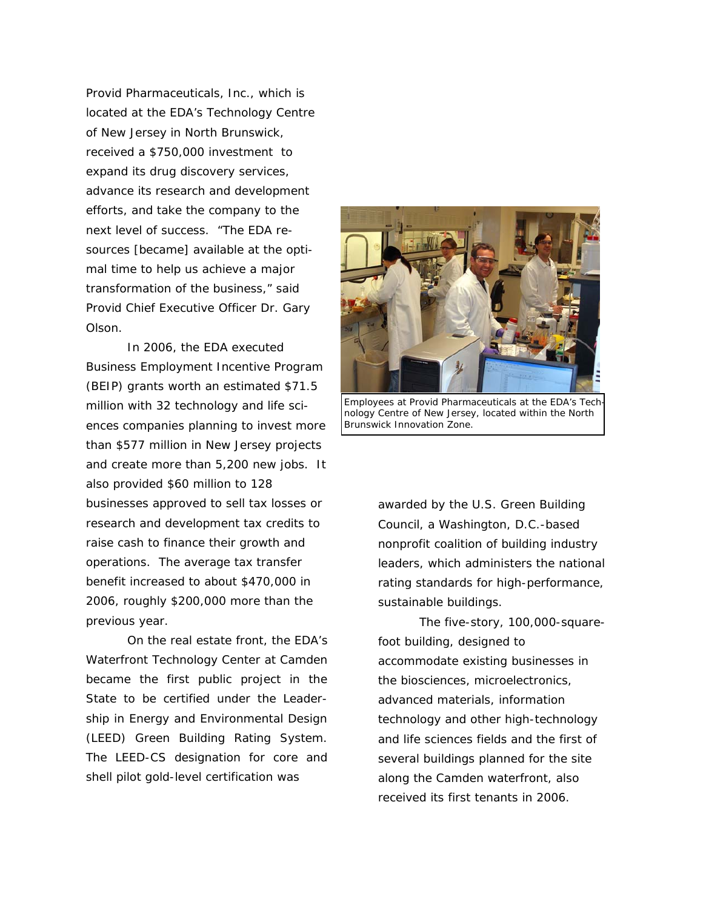Provid Pharmaceuticals, Inc., which is located at the EDA's Technology Centre of New Jersey in North Brunswick, received a $750,000 investment to expand its drug discovery services, advance its research and development efforts, and take the company to the next level of success. "The EDA resources [became] available at the optimal time to help us achieve a major transformation of the business," said Provid Chief Executive Officer Dr. Gary Olson.

In 2006, the EDA executed Business Employment Incentive Program (BEIP) grants worth an estimated $71.5 million with 32 technology and life sciences companies planning to invest more than $577 million in New Jersey projects and create more than 5,200 new jobs. It also provided $60 million to 128 businesses approved to sell tax losses or research and development tax credits to raise cash to finance their growth and operations. The average tax transfer benefit increased to about $470,000 in 2006, roughly $200,000 more than the previous year.

On the real estate front, the EDA's Waterfront Technology Center at Camden became the first public project in the State to be certified under the Leadership in Energy and Environmental Design (LEED) Green Building Rating System. The LEED-CS designation for core and shell pilot gold-level certification was awarded by the U.S. Green Building Council, a Washington, D.C.-based nonprofit coalition of building industry leaders, which administers the national rating standards for high-performance, sustainable buildings.

The five-story, 100,000-square-foot building, designed to accommodate existing businesses in the biosciences, microelectronics, advanced materials, information technology and other high-technology and life sciences fields and the first of several buildings planned for the site along the Camden waterfront, also received its first tenants in 2006.

Employees at Provid Pharmaceuticals at the EDA's Technology Centre of New Jersey, located within the North Brunswick Innovation Zone.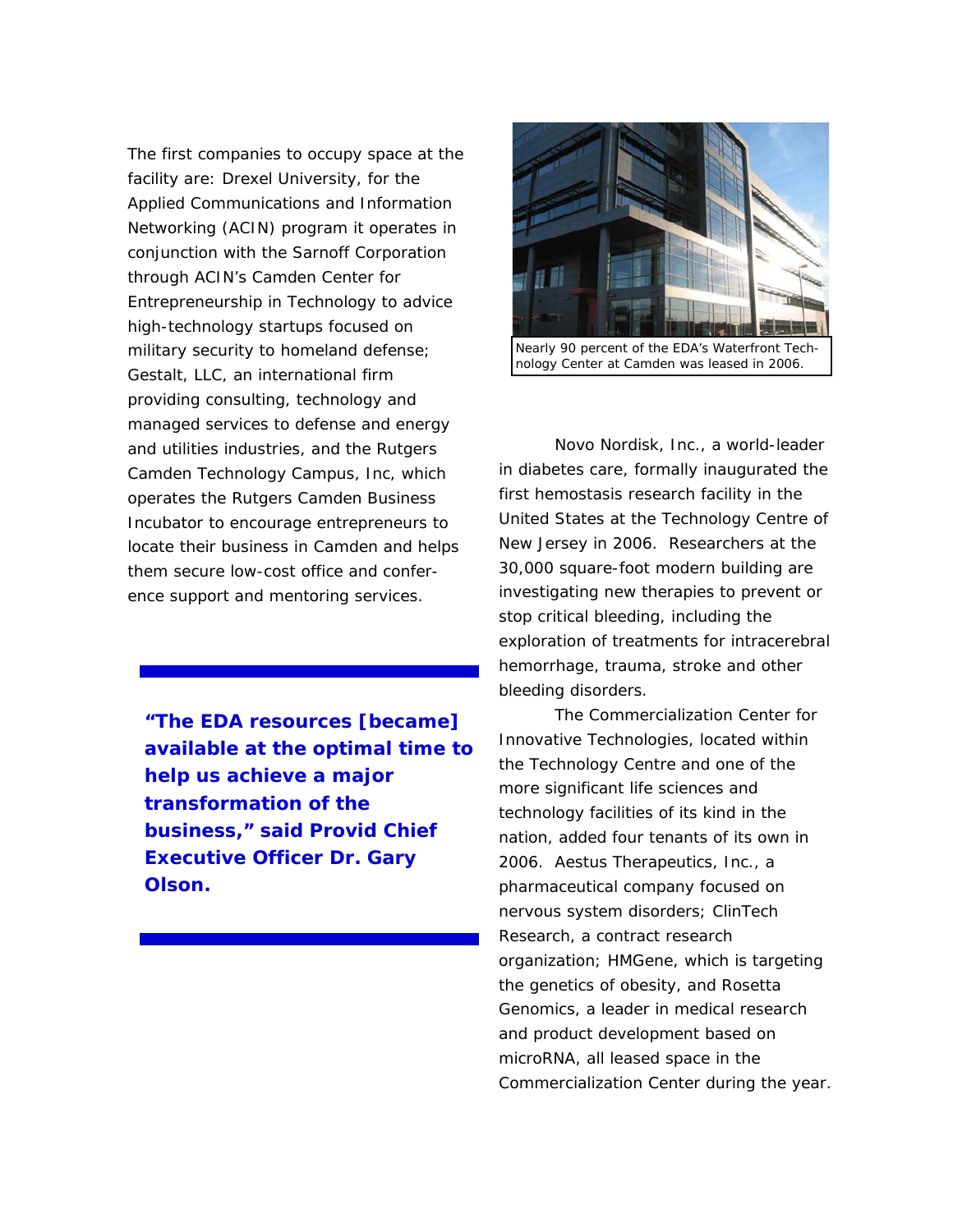The first companies to occupy space at the facility are: Drexel University, for the Applied Communications and Information Networking (ACIN) program it operates in conjunction with the Sarnoff Corporation through ACIN's Camden Center for Entrepreneurship in Technology to advice high-technology startups focused on military security to homeland defense; Gestalt, LLC, an international firm providing consulting, technology and managed services to defense and energy and utilities industries, and the Rutgers Camden Technology Campus, Inc, which operates the Rutgers Camden Business Incubator to encourage entrepreneurs to locate their business in Camden and helps them secure low-cost office and conference support and mentoring services.

**"The EDA resources [became] available at the optimal time to help us achieve a major transformation of the business," said Provid Chief Executive Officer Dr. Gary Olson.**

Nearly 90 percent of the EDA's Waterfront Technology Center at Camden was leased in 2006.

Novo Nordisk, Inc., a world-leader in diabetes care, formally inaugurated the first hemostasis research facility in the United States at the Technology Centre of New Jersey in 2006. Researchers at the 30,000 square-foot modern building are investigating new therapies to prevent or stop critical bleeding, including the exploration of treatments for intracerebral hemorrhage, trauma, stroke and other bleeding disorders.

The Commercialization Center for Innovative Technologies, located within the Technology Centre and one of the more significant life sciences and technology facilities of its kind in the nation, added four tenants of its own in 2006. Aestus Therapeutics, Inc., a pharmaceutical company focused on nervous system disorders; ClinTech Research, a contract research organization; HMGene, which is targeting the genetics of obesity, and Rosetta Genomics, a leader in medical research and product development based on microRNA, all leased space in the Commercialization Center during the year.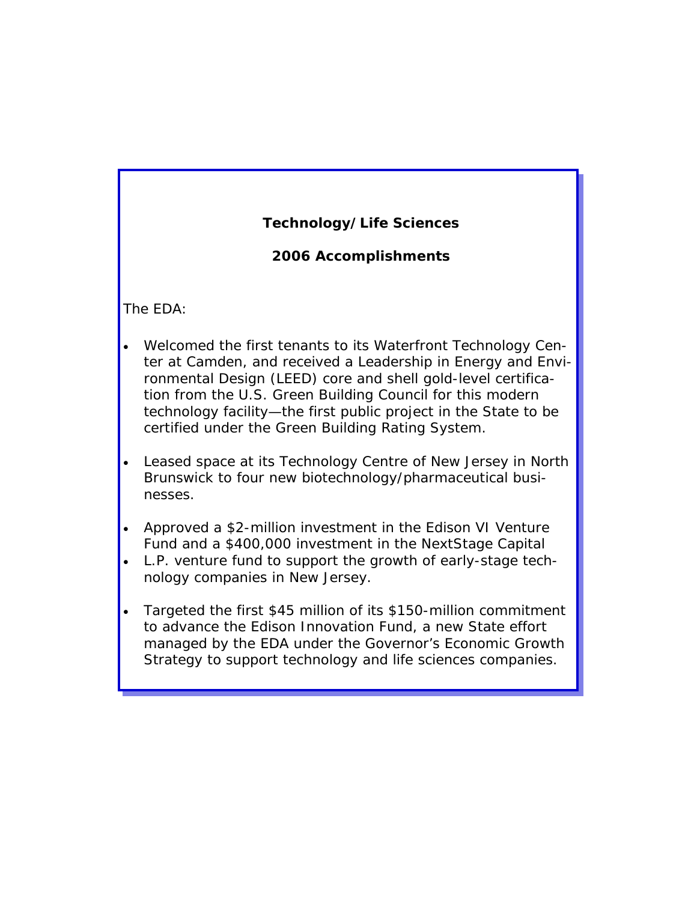**Technology/Life Sciences**

**2006 Accomplishments**

The EDA:

- Welcomed the first tenants to its Waterfront Technology Center at Camden, and received a Leadership in Energy and Environmental Design (LEED) core and shell gold-level certification from the U.S. Green Building Council for this modern technology facility—the first public project in the State to be certified under the Green Building Rating System.

- Leased space at its Technology Centre of New Jersey in North Brunswick to four new biotechnology/pharmaceutical businesses.

- Approved a $2-million investment in the Edison VI Venture Fund and a $400,000 investment in the NextStage Capital
- L.P. venture fund to support the growth of early-stage technology companies in New Jersey.

- Targeted the first $45 million of its $150-million commitment to advance the Edison Innovation Fund, a new State effort managed by the EDA under the Governor's Economic Growth Strategy to support technology and life sciences companies.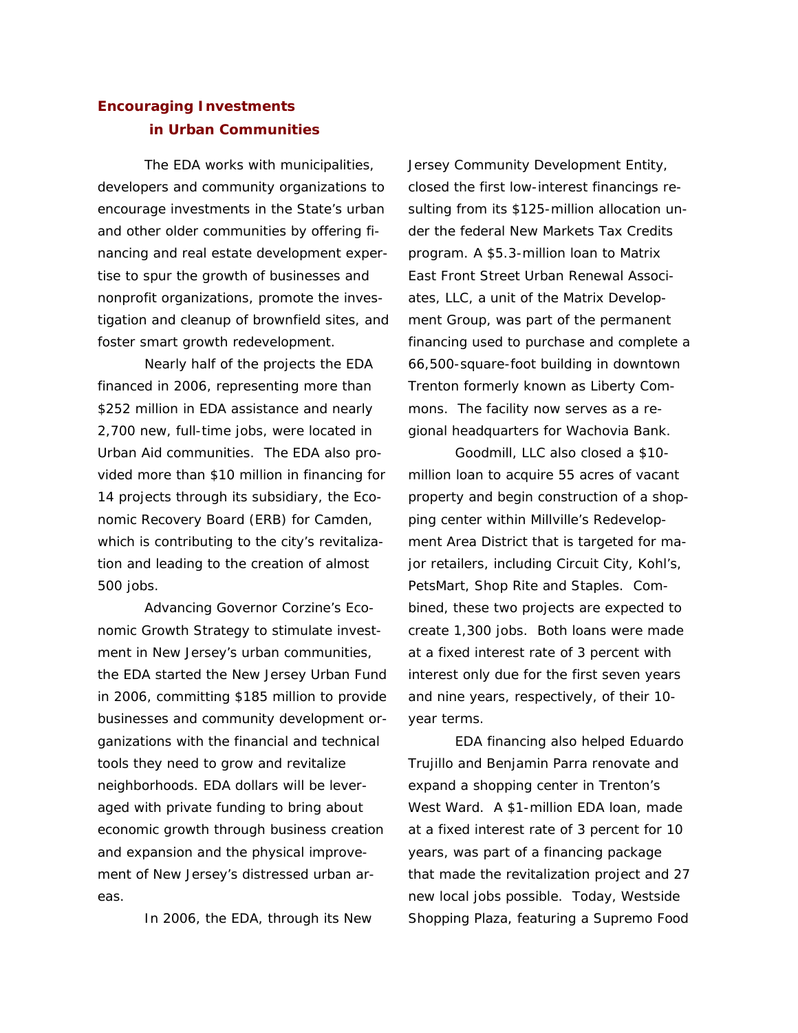## Encouraging Investments in Urban Communities

The EDA works with municipalities, developers and community organizations to encourage investments in the State's urban and other older communities by offering financing and real estate development expertise to spur the growth of businesses and nonprofit organizations, promote the investigation and cleanup of brownfield sites, and foster smart growth redevelopment.

Nearly half of the projects the EDA financed in 2006, representing more than $252 million in EDA assistance and nearly 2,700 new, full-time jobs, were located in Urban Aid communities. The EDA also provided more than $10 million in financing for 14 projects through its subsidiary, the Economic Recovery Board (ERB) for Camden, which is contributing to the city's revitalization and leading to the creation of almost 500 jobs.

Advancing Governor Corzine's Economic Growth Strategy to stimulate investment in New Jersey's urban communities, the EDA started the New Jersey Urban Fund in 2006, committing $185 million to provide businesses and community development organizations with the financial and technical tools they need to grow and revitalize neighborhoods. EDA dollars will be leveraged with private funding to bring about economic growth through business creation and expansion and the physical improvement of New Jersey's distressed urban areas.

In 2006, the EDA, through its New Jersey Community Development Entity, closed the first low-interest financings resulting from its $125-million allocation under the federal New Markets Tax Credits program. A $5.3-million loan to Matrix East Front Street Urban Renewal Associates, LLC, a unit of the Matrix Development Group, was part of the permanent financing used to purchase and complete a 66,500-square-foot building in downtown Trenton formerly known as Liberty Commons. The facility now serves as a regional headquarters for Wachovia Bank.

Goodmill, LLC also closed a $10-million loan to acquire 55 acres of vacant property and begin construction of a shopping center within Millville's Redevelopment Area District that is targeted for major retailers, including Circuit City, Kohl's, PetsMart, Shop Rite and Staples. Combined, these two projects are expected to create 1,300 jobs. Both loans were made at a fixed interest rate of 3 percent with interest only due for the first seven years and nine years, respectively, of their 10-year terms.

EDA financing also helped Eduardo Trujillo and Benjamin Parra renovate and expand a shopping center in Trenton's West Ward. A $1-million EDA loan, made at a fixed interest rate of 3 percent for 10 years, was part of a financing package that made the revitalization project and 27 new local jobs possible. Today, Westside Shopping Plaza, featuring a Supremo Food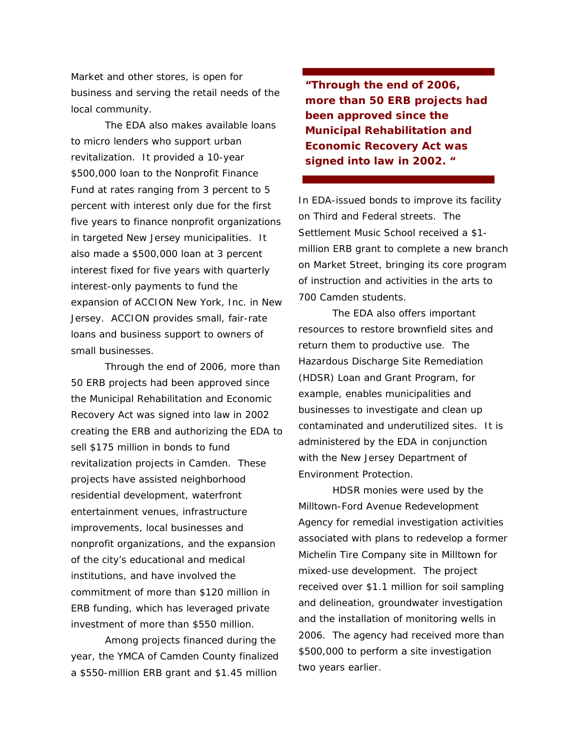Market and other stores, is open for business and serving the retail needs of the local community.

The EDA also makes available loans to micro lenders who support urban revitalization. It provided a 10-year $500,000 loan to the Nonprofit Finance Fund at rates ranging from 3 percent to 5 percent with interest only due for the first five years to finance nonprofit organizations in targeted New Jersey municipalities. It also made a $500,000 loan at 3 percent interest fixed for five years with quarterly interest-only payments to fund the expansion of ACCION New York, Inc. in New Jersey. ACCION provides small, fair-rate loans and business support to owners of small businesses.

Through the end of 2006, more than 50 ERB projects had been approved since the Municipal Rehabilitation and Economic Recovery Act was signed into law in 2002 creating the ERB and authorizing the EDA to sell $175 million in bonds to fund revitalization projects in Camden. These projects have assisted neighborhood residential development, waterfront entertainment venues, infrastructure improvements, local businesses and nonprofit organizations, and the expansion of the city's educational and medical institutions, and have involved the commitment of more than $120 million in ERB funding, which has leveraged private investment of more than $550 million.

Among projects financed during the year, the YMCA of Camden County finalized a $550-million ERB grant and $1.45 million in EDA-issued bonds to improve its facility on Third and Federal streets. The Settlement Music School received a $1-million ERB grant to complete a new branch on Market Street, bringing its core program of instruction and activities in the arts to 700 Camden students.

**"Through the end of 2006, more than 50 ERB projects had been approved since the Municipal Rehabilitation and Economic Recovery Act was signed into law in 2002. "**

The EDA also offers important resources to restore brownfield sites and return them to productive use. The Hazardous Discharge Site Remediation (HDSR) Loan and Grant Program, for example, enables municipalities and businesses to investigate and clean up contaminated and underutilized sites. It is administered by the EDA in conjunction with the New Jersey Department of Environment Protection.

HDSR monies were used by the Milltown-Ford Avenue Redevelopment Agency for remedial investigation activities associated with plans to redevelop a former Michelin Tire Company site in Milltown for mixed-use development. The project received over $1.1 million for soil sampling and delineation, groundwater investigation and the installation of monitoring wells in 2006. The agency had received more than $500,000 to perform a site investigation two years earlier.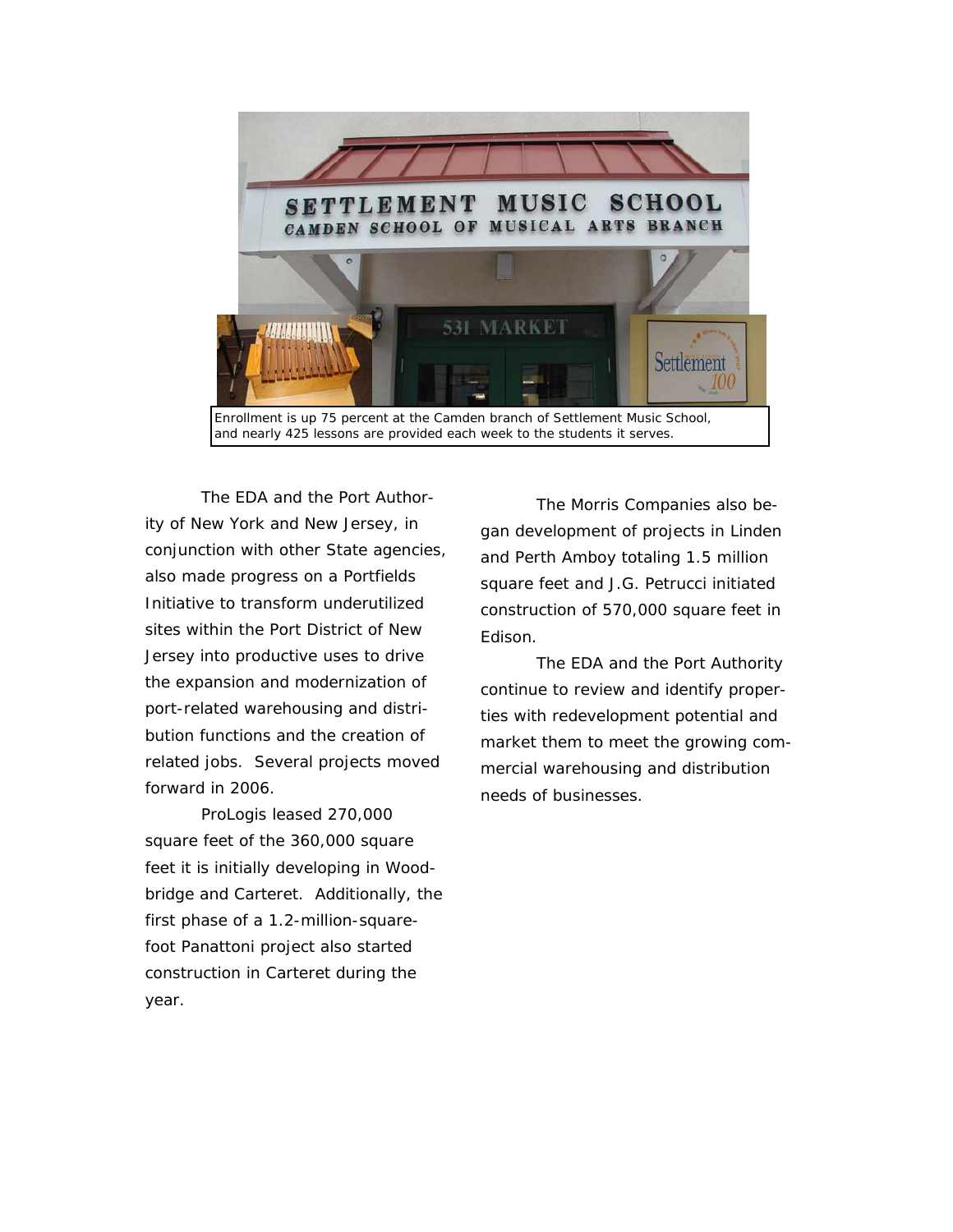Enrollment is up 75 percent at the Camden branch of Settlement Music School, and nearly 425 lessons are provided each week to the students it serves.

The EDA and the Port Authority of New York and New Jersey, in conjunction with other State agencies, also made progress on a Portfields Initiative to transform underutilized sites within the Port District of New Jersey into productive uses to drive the expansion and modernization of port-related warehousing and distribution functions and the creation of related jobs. Several projects moved forward in 2006.

ProLogis leased 270,000 square feet of the 360,000 square feet it is initially developing in Woodbridge and Carteret. Additionally, the first phase of a 1.2-million-square-foot Panattoni project also started construction in Carteret during the year.

The Morris Companies also began development of projects in Linden and Perth Amboy totaling 1.5 million square feet and J.G. Petrucci initiated construction of 570,000 square feet in Edison.

The EDA and the Port Authority continue to review and identify properties with redevelopment potential and market them to meet the growing commercial warehousing and distribution needs of businesses.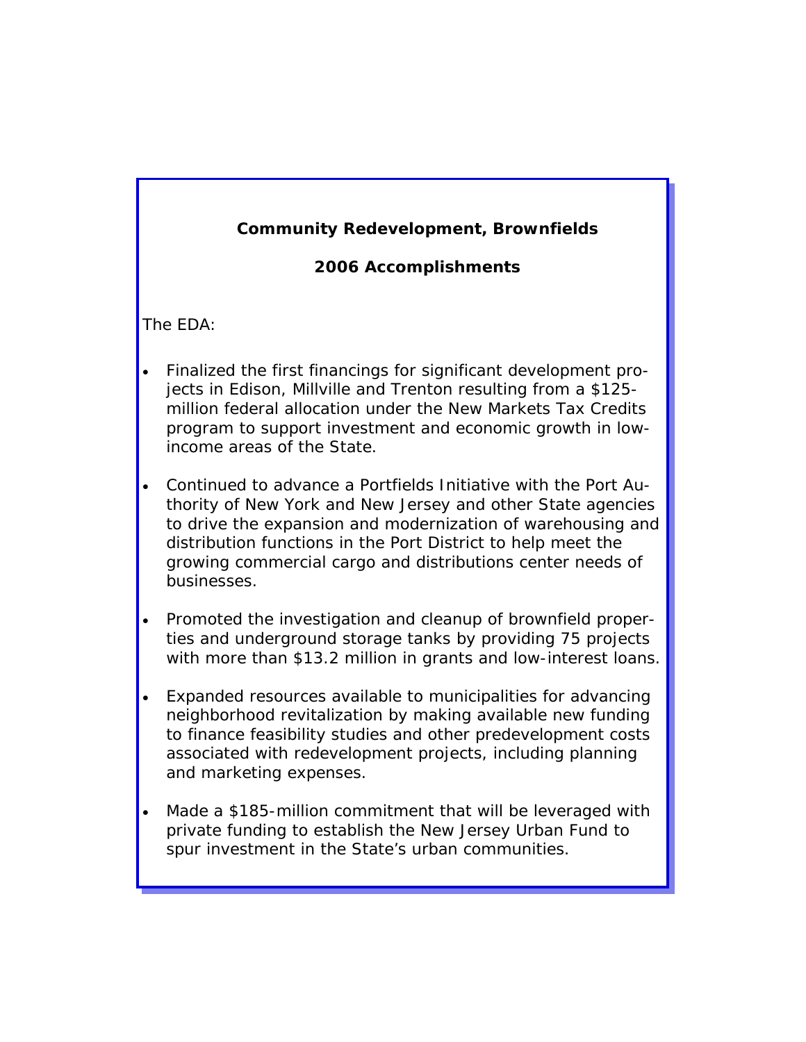## Community Redevelopment, Brownfields

### 2006 Accomplishments

The EDA:

- Finalized the first financings for significant development projects in Edison, Millville and Trenton resulting from a $125-million federal allocation under the New Markets Tax Credits program to support investment and economic growth in low-income areas of the State.
- Continued to advance a Portfields Initiative with the Port Authority of New York and New Jersey and other State agencies to drive the expansion and modernization of warehousing and distribution functions in the Port District to help meet the growing commercial cargo and distributions center needs of businesses.
- Promoted the investigation and cleanup of brownfield properties and underground storage tanks by providing 75 projects with more than $13.2 million in grants and low-interest loans.
- Expanded resources available to municipalities for advancing neighborhood revitalization by making available new funding to finance feasibility studies and other predevelopment costs associated with redevelopment projects, including planning and marketing expenses.
- Made a $185-million commitment that will be leveraged with private funding to establish the New Jersey Urban Fund to spur investment in the State's urban communities.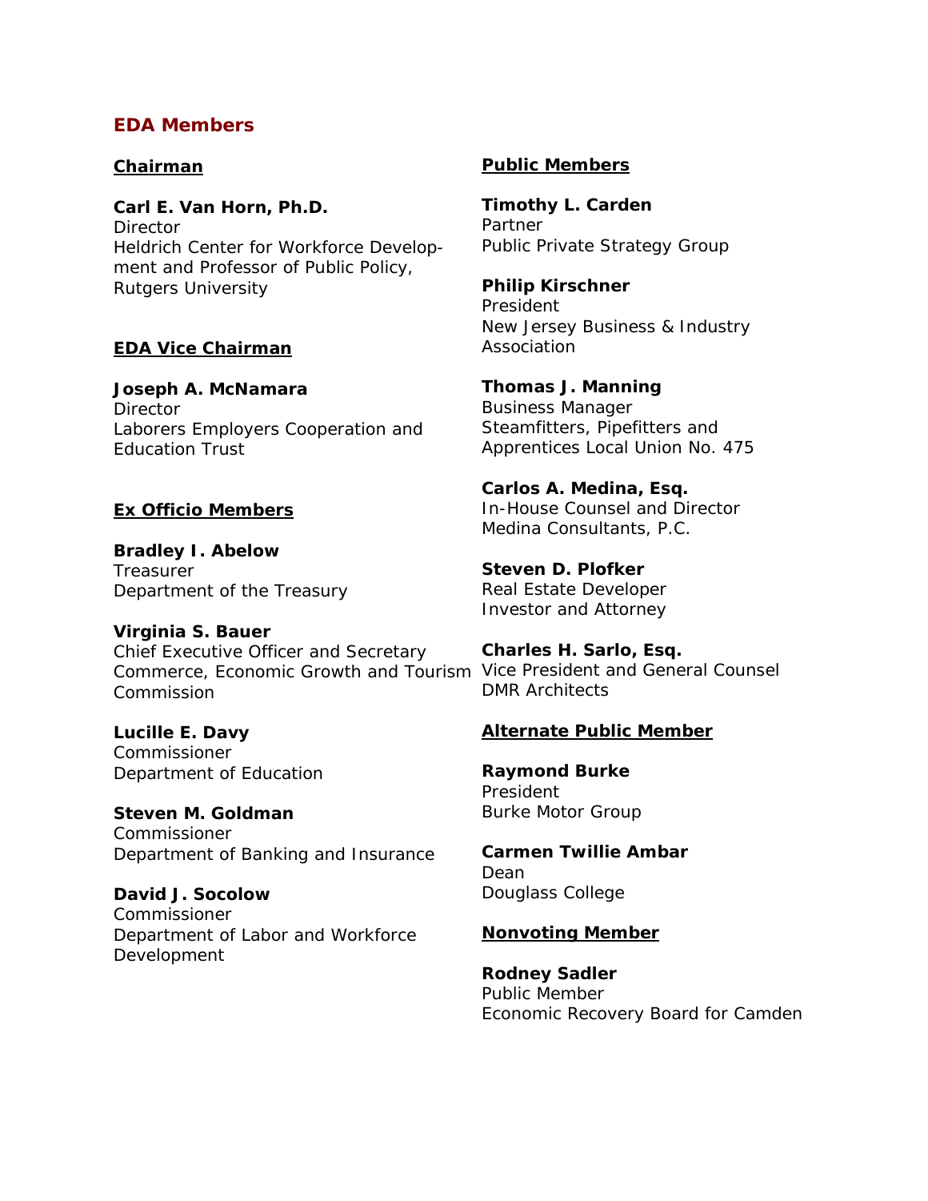## EDA Members

### Chairman

**Carl E. Van Horn, Ph.D.**
Director
Heldrich Center for Workforce Development and Professor of Public Policy, Rutgers University

### EDA Vice Chairman

**Joseph A. McNamara**
Director
Laborers Employers Cooperation and Education Trust

### Ex Officio Members

**Bradley I. Abelow**
Treasurer
Department of the Treasury

**Virginia S. Bauer**
Chief Executive Officer and Secretary
Commerce, Economic Growth and Tourism Commission

**Lucille E. Davy**
Commissioner
Department of Education

**Steven M. Goldman**
Commissioner
Department of Banking and Insurance

**David J. Socolow**
Commissioner
Department of Labor and Workforce Development

### Public Members

**Timothy L. Carden**
Partner
Public Private Strategy Group

**Philip Kirschner**
President
New Jersey Business & Industry Association

**Thomas J. Manning**
Business Manager
Steamfitters, Pipefitters and Apprentices Local Union No. 475

**Carlos A. Medina, Esq.**
In-House Counsel and Director
Medina Consultants, P.C.

**Steven D. Plofker**
Real Estate Developer
Investor and Attorney

**Charles H. Sarlo, Esq.**
Vice President and General Counsel
DMR Architects

### Alternate Public Member

**Raymond Burke**
President
Burke Motor Group

**Carmen Twillie Ambar**
Dean
Douglass College

### Nonvoting Member

**Rodney Sadler**
Public Member
Economic Recovery Board for Camden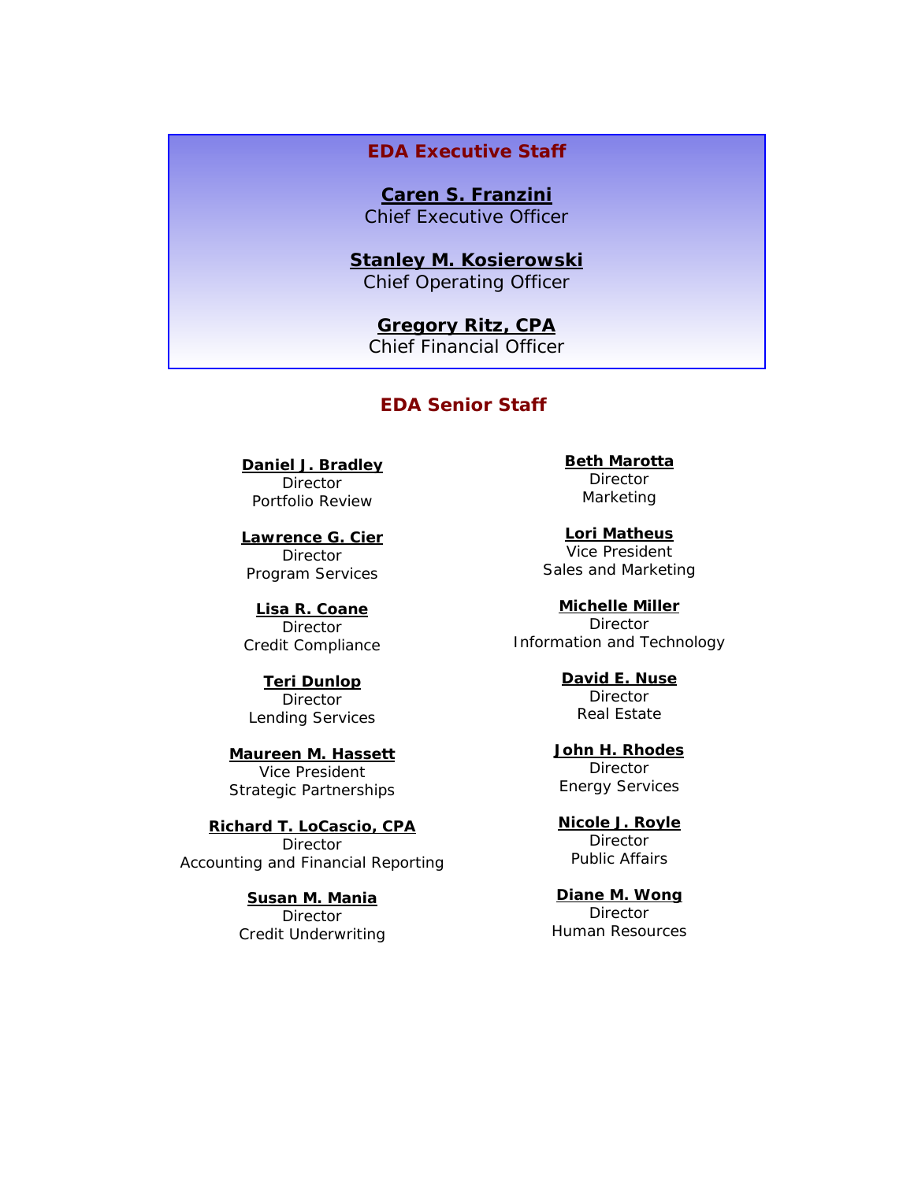## EDA Executive Staff

**Caren S. Franzini**
Chief Executive Officer

**Stanley M. Kosierowski**
Chief Operating Officer

**Gregory Ritz, CPA**
Chief Financial Officer

## EDA Senior Staff

**Daniel J. Bradley**
Director
Portfolio Review

**Lawrence G. Cier**
Director
Program Services

**Lisa R. Coane**
Director
Credit Compliance

**Teri Dunlop**
Director
Lending Services

**Maureen M. Hassett**
Vice President
Strategic Partnerships

**Richard T. LoCascio, CPA**
Director
Accounting and Financial Reporting

**Susan M. Mania**
Director
Credit Underwriting

**Beth Marotta**
Director
Marketing

**Lori Matheus**
Vice President
Sales and Marketing

**Michelle Miller**
Director
Information and Technology

**David E. Nuse**
Director
Real Estate

**John H. Rhodes**
Director
Energy Services

**Nicole J. Royle**
Director
Public Affairs

**Diane M. Wong**
Director
Human Resources